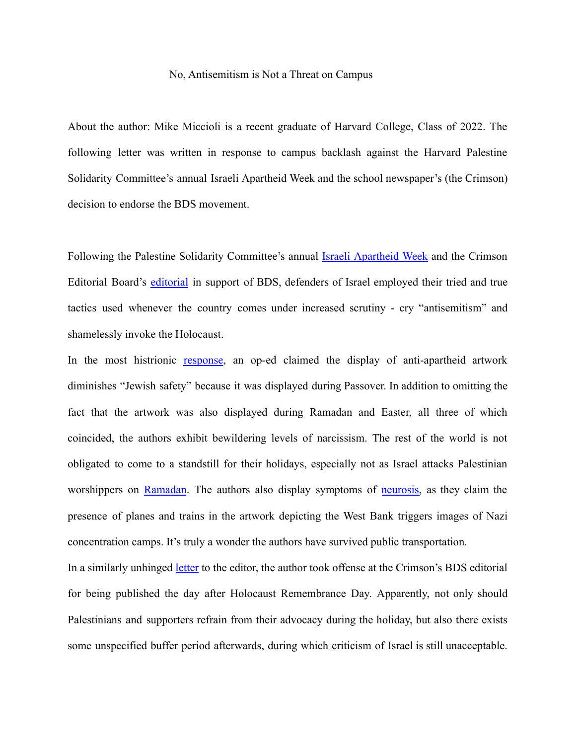# No, Antisemitism is Not a Threat on Campus

About the author: Mike Miccioli is a recent graduate of Harvard College, Class of 2022. The following letter was written in response to campus backlash against the Harvard Palestine Solidarity Committee's annual Israeli Apartheid Week and the school newspaper's (the Crimson) decision to endorse the BDS movement.

Following the Palestine Solidarity Committee's annual Israeli Apartheid Week and the Crimson Editorial Board's editorial in support of BDS, defenders of Israel employed their tried and true tactics used whenever the country comes under increased scrutiny - cry "antisemitism" and shamelessly invoke the Holocaust.

In the most histrionic response, an op-ed claimed the display of anti-apartheid artwork diminishes "Jewish safety" because it was displayed during Passover. In addition to omitting the fact that the artwork was also displayed during Ramadan and Easter, all three of which coincided, the authors exhibit bewildering levels of narcissism. The rest of the world is not obligated to come to a standstill for their holidays, especially not as Israel attacks Palestinian worshippers on Ramadan. The authors also display symptoms of neurosis, as they claim the presence of planes and trains in the artwork depicting the West Bank triggers images of Nazi concentration camps. It's truly a wonder the authors have survived public transportation.

In a similarly unhinged letter to the editor, the author took offense at the Crimson's BDS editorial for being published the day after Holocaust Remembrance Day. Apparently, not only should Palestinians and supporters refrain from their advocacy during the holiday, but also there exists some unspecified buffer period afterwards, during which criticism of Israel is still unacceptable.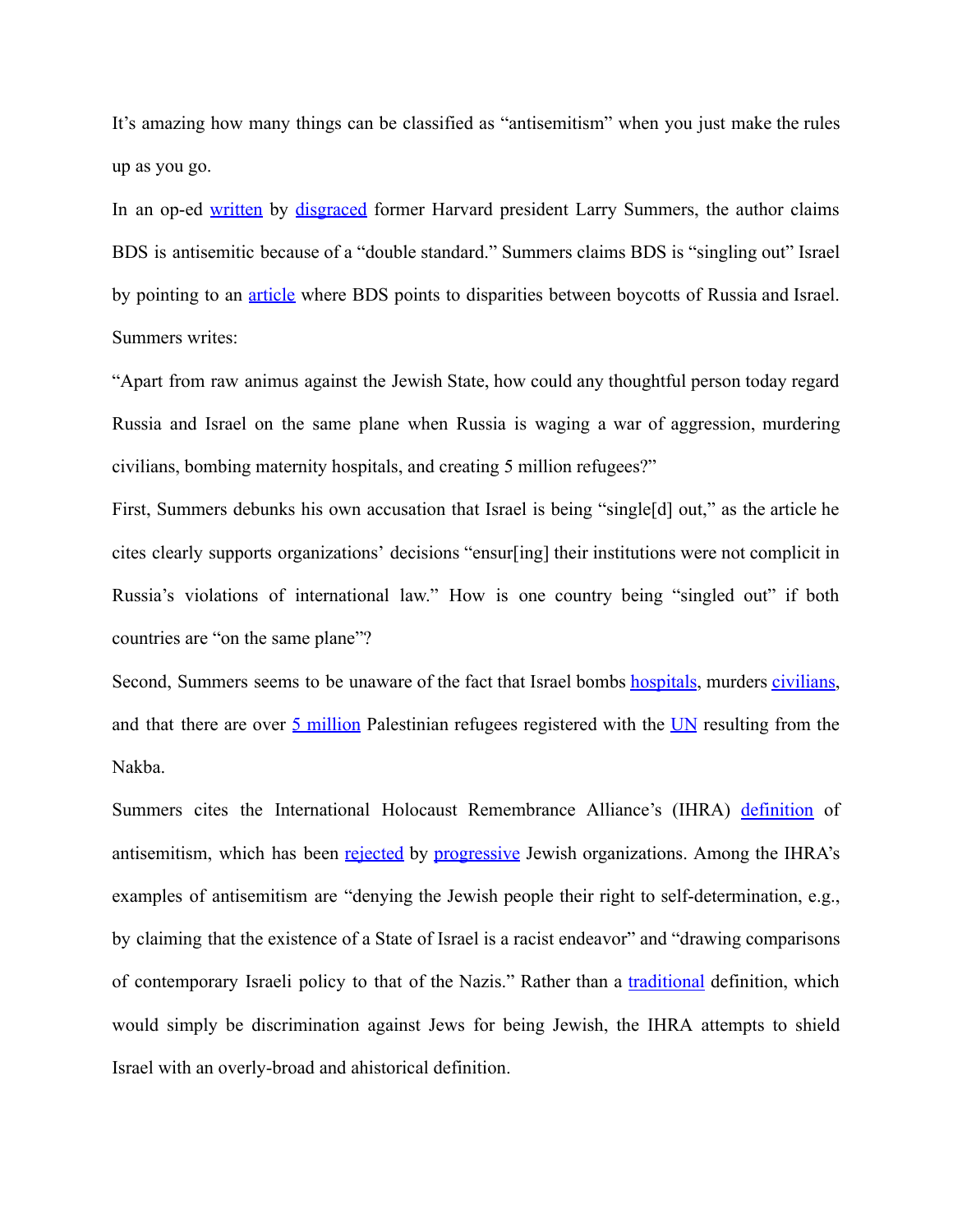It's amazing how many things can be classified as "antisemitism" when you just make the rules up as you go.

In an op-ed written by disgraced former Harvard president Larry Summers, the author claims BDS is antisemitic because of a "double standard." Summers claims BDS is "singling out" Israel by pointing to an article where BDS points to disparities between boycotts of Russia and Israel. Summers writes:

"Apart from raw animus against the Jewish State, how could any thoughtful person today regard Russia and Israel on the same plane when Russia is waging a war of aggression, murdering civilians, bombing maternity hospitals, and creating 5 million refugees?"

First, Summers debunks his own accusation that Israel is being "single[d] out," as the article he cites clearly supports organizations' decisions "ensur[ing] their institutions were not complicit in Russia's violations of international law." How is one country being "singled out" if both countries are "on the same plane"?

Second, Summers seems to be unaware of the fact that Israel bombs hospitals, murders civilians, and that there are over 5 million Palestinian refugees registered with the UN resulting from the Nakba.

Summers cites the International Holocaust Remembrance Alliance's (IHRA) definition of antisemitism, which has been rejected by progressive Jewish organizations. Among the IHRA's examples of antisemitism are "denying the Jewish people their right to self-determination, e.g., by claiming that the existence of a State of Israel is a racist endeavor" and "drawing comparisons of contemporary Israeli policy to that of the Nazis." Rather than a traditional definition, which would simply be discrimination against Jews for being Jewish, the IHRA attempts to shield Israel with an overly-broad and ahistorical definition.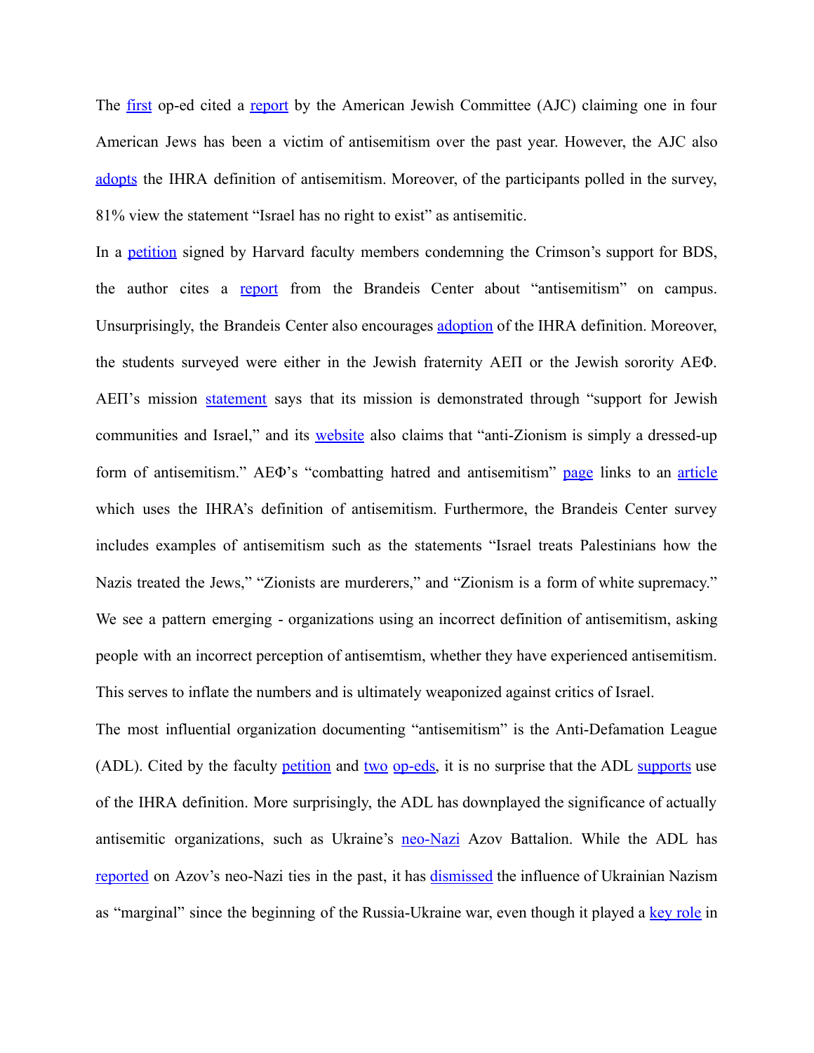The first op-ed cited a report by the American Jewish Committee (AJC) claiming one in four American Jews has been a victim of antisemitism over the past year. However, the AJC also adopts the IHRA definition of antisemitism. Moreover, of the participants polled in the survey, 81% view the statement "Israel has no right to exist" as antisemitic.

In a petition signed by Harvard faculty members condemning the Crimson's support for BDS, the author cites a report from the Brandeis Center about "antisemitism" on campus. Unsurprisingly, the Brandeis Center also encourages adoption of the IHRA definition. Moreover, the students surveyed were either in the Jewish fraternity AEΠ or the Jewish sorority AEΦ. AEΠ's mission statement says that its mission is demonstrated through "support for Jewish communities and Israel," and its website also claims that "anti-Zionism is simply a dressed-up form of antisemitism." AEΦ's "combatting hatred and antisemitism" page links to an article which uses the IHRA's definition of antisemitism. Furthermore, the Brandeis Center survey includes examples of antisemitism such as the statements "Israel treats Palestinians how the Nazis treated the Jews," "Zionists are murderers," and "Zionism is a form of white supremacy." We see a pattern emerging - organizations using an incorrect definition of antisemitism, asking people with an incorrect perception of antisemtism, whether they have experienced antisemitism. This serves to inflate the numbers and is ultimately weaponized against critics of Israel.

The most influential organization documenting "antisemitism" is the Anti-Defamation League (ADL). Cited by the faculty petition and two op-eds, it is no surprise that the ADL supports use of the IHRA definition. More surprisingly, the ADL has downplayed the significance of actually antisemitic organizations, such as Ukraine's neo-Nazi Azov Battalion. While the ADL has reported on Azov's neo-Nazi ties in the past, it has dismissed the influence of Ukrainian Nazism as "marginal" since the beginning of the Russia-Ukraine war, even though it played a key role in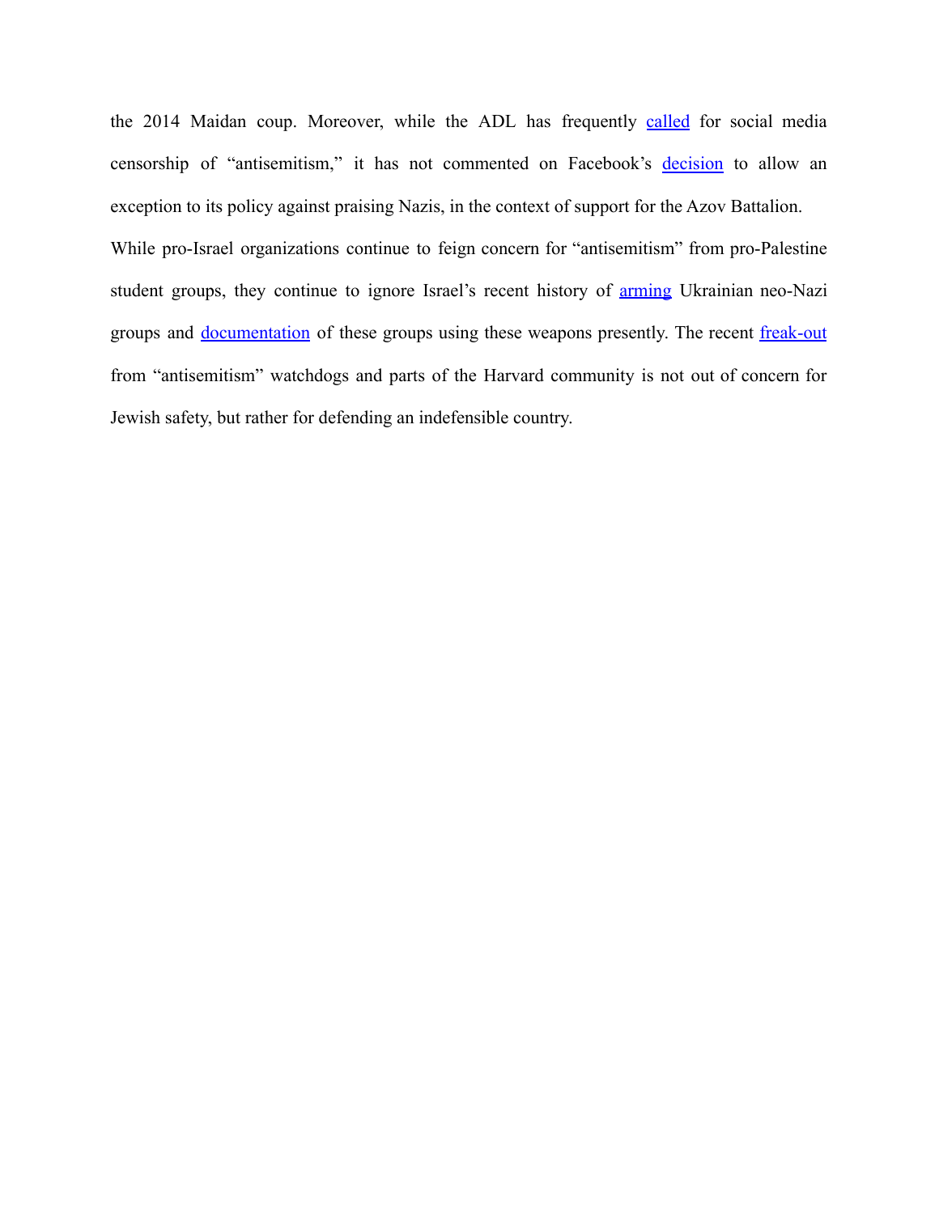the 2014 Maidan coup. Moreover, while the ADL has frequently called for social media censorship of "antisemitism," it has not commented on Facebook's decision to allow an exception to its policy against praising Nazis, in the context of support for the Azov Battalion.

While pro-Israel organizations continue to feign concern for "antisemitism" from pro-Palestine student groups, they continue to ignore Israel's recent history of arming Ukrainian neo-Nazi groups and documentation of these groups using these weapons presently. The recent freak-out from "antisemitism" watchdogs and parts of the Harvard community is not out of concern for Jewish safety, but rather for defending an indefensible country.